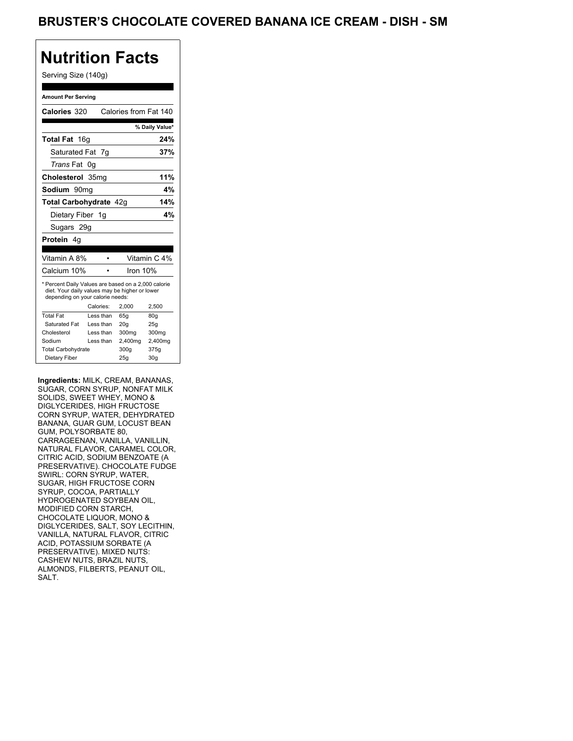# BRUSTER'S CHOCOLATE COVERED BANANA ICE CREAM - DISH - SM

## Nutrition Facts

Serving Size (140g)

**Amount Per Serving**

| | |
|---|---|
| **Calories** 320 | Calories from Fat 140 |
| | **% Daily Value*** |
| **Total Fat** 16g | **24%** |
| Saturated Fat 7g | **37%** |
| *Trans* Fat 0g | |
| **Cholesterol** 35mg | **11%** |
| **Sodium** 90mg | **4%** |
| **Total Carbohydrate** 42g | **14%** |
| Dietary Fiber 1g | **4%** |
| Sugars 29g | |
| **Protein** 4g | |

| | |
|---|---|
| Vitamin A 8% | Vitamin C 4% |
| Calcium 10% | Iron 10% |

\* Percent Daily Values are based on a 2,000 calorie diet. Your daily values may be higher or lower depending on your calorie needs:

| | Calories: | 2,000 | 2,500 |
|---|---|---|---|
| Total Fat | Less than | 65g | 80g |
| Saturated Fat | Less than | 20g | 25g |
| Cholesterol | Less than | 300mg | 300mg |
| Sodium | Less than | 2,400mg | 2,400mg |
| Total Carbohydrate | | 300g | 375g |
| Dietary Fiber | | 25g | 30g |

**Ingredients:** MILK, CREAM, BANANAS, SUGAR, CORN SYRUP, NONFAT MILK SOLIDS, SWEET WHEY, MONO & DIGLYCERIDES, HIGH FRUCTOSE CORN SYRUP, WATER, DEHYDRATED BANANA, GUAR GUM, LOCUST BEAN GUM, POLYSORBATE 80, CARRAGEENAN, VANILLA, VANILLIN, NATURAL FLAVOR, CARAMEL COLOR, CITRIC ACID, SODIUM BENZOATE (A PRESERVATIVE). CHOCOLATE FUDGE SWIRL: CORN SYRUP, WATER, SUGAR, HIGH FRUCTOSE CORN SYRUP, COCOA, PARTIALLY HYDROGENATED SOYBEAN OIL, MODIFIED CORN STARCH, CHOCOLATE LIQUOR, MONO & DIGLYCERIDES, SALT, SOY LECITHIN, VANILLA, NATURAL FLAVOR, CITRIC ACID, POTASSIUM SORBATE (A PRESERVATIVE). MIXED NUTS: CASHEW NUTS, BRAZIL NUTS, ALMONDS, FILBERTS, PEANUT OIL, SALT.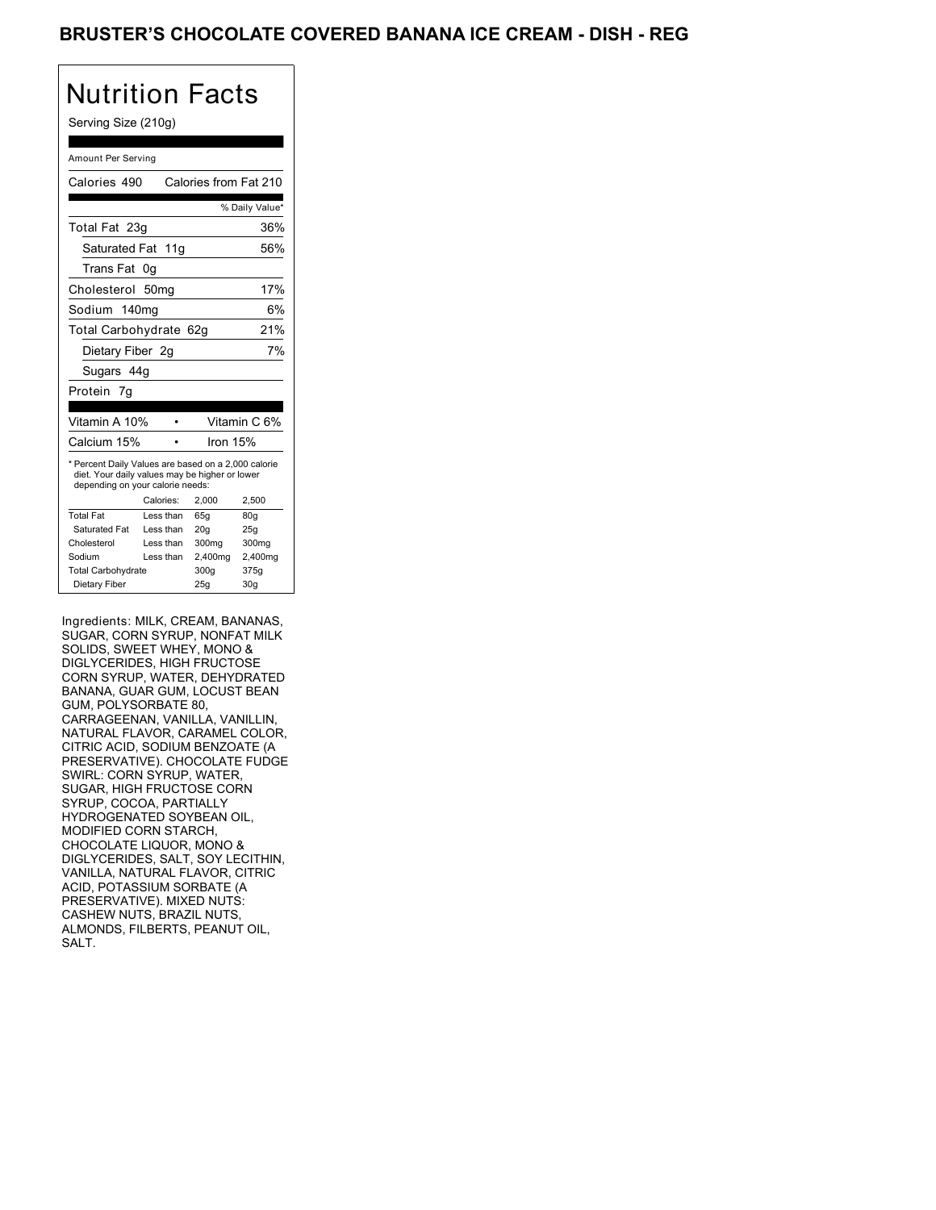# BRUSTER'S CHOCOLATE COVERED BANANA ICE CREAM - DISH - REG

## Nutrition Facts

Serving Size (210g)

Amount Per Serving

| Calories 490 | Calories from Fat 210 |
|---|---|
| | % Daily Value* |
| Total Fat 23g | 36% |
| Saturated Fat 11g | 56% |
| Trans Fat 0g | |
| Cholesterol 50mg | 17% |
| Sodium 140mg | 6% |
| Total Carbohydrate 62g | 21% |
| Dietary Fiber 2g | 7% |
| Sugars 44g | |
| Protein 7g | |

| | |
|---|---|
| Vitamin A 10% | Vitamin C 6% |
| Calcium 15% | Iron 15% |

* Percent Daily Values are based on a 2,000 calorie diet. Your daily values may be higher or lower depending on your calorie needs:

| | Calories: | 2,000 | 2,500 |
|---|---|---|---|
| Total Fat | Less than | 65g | 80g |
| Saturated Fat | Less than | 20g | 25g |
| Cholesterol | Less than | 300mg | 300mg |
| Sodium | Less than | 2,400mg | 2,400mg |
| Total Carbohydrate | | 300g | 375g |
| Dietary Fiber | | 25g | 30g |

Ingredients: MILK, CREAM, BANANAS, SUGAR, CORN SYRUP, NONFAT MILK SOLIDS, SWEET WHEY, MONO & DIGLYCERIDES, HIGH FRUCTOSE CORN SYRUP, WATER, DEHYDRATED BANANA, GUAR GUM, LOCUST BEAN GUM, POLYSORBATE 80, CARRAGEENAN, VANILLA, VANILLIN, NATURAL FLAVOR, CARAMEL COLOR, CITRIC ACID, SODIUM BENZOATE (A PRESERVATIVE). CHOCOLATE FUDGE SWIRL: CORN SYRUP, WATER, SUGAR, HIGH FRUCTOSE CORN SYRUP, COCOA, PARTIALLY HYDROGENATED SOYBEAN OIL, MODIFIED CORN STARCH, CHOCOLATE LIQUOR, MONO & DIGLYCERIDES, SALT, SOY LECITHIN, VANILLA, NATURAL FLAVOR, CITRIC ACID, POTASSIUM SORBATE (A PRESERVATIVE). MIXED NUTS: CASHEW NUTS, BRAZIL NUTS, ALMONDS, FILBERTS, PEANUT OIL, SALT.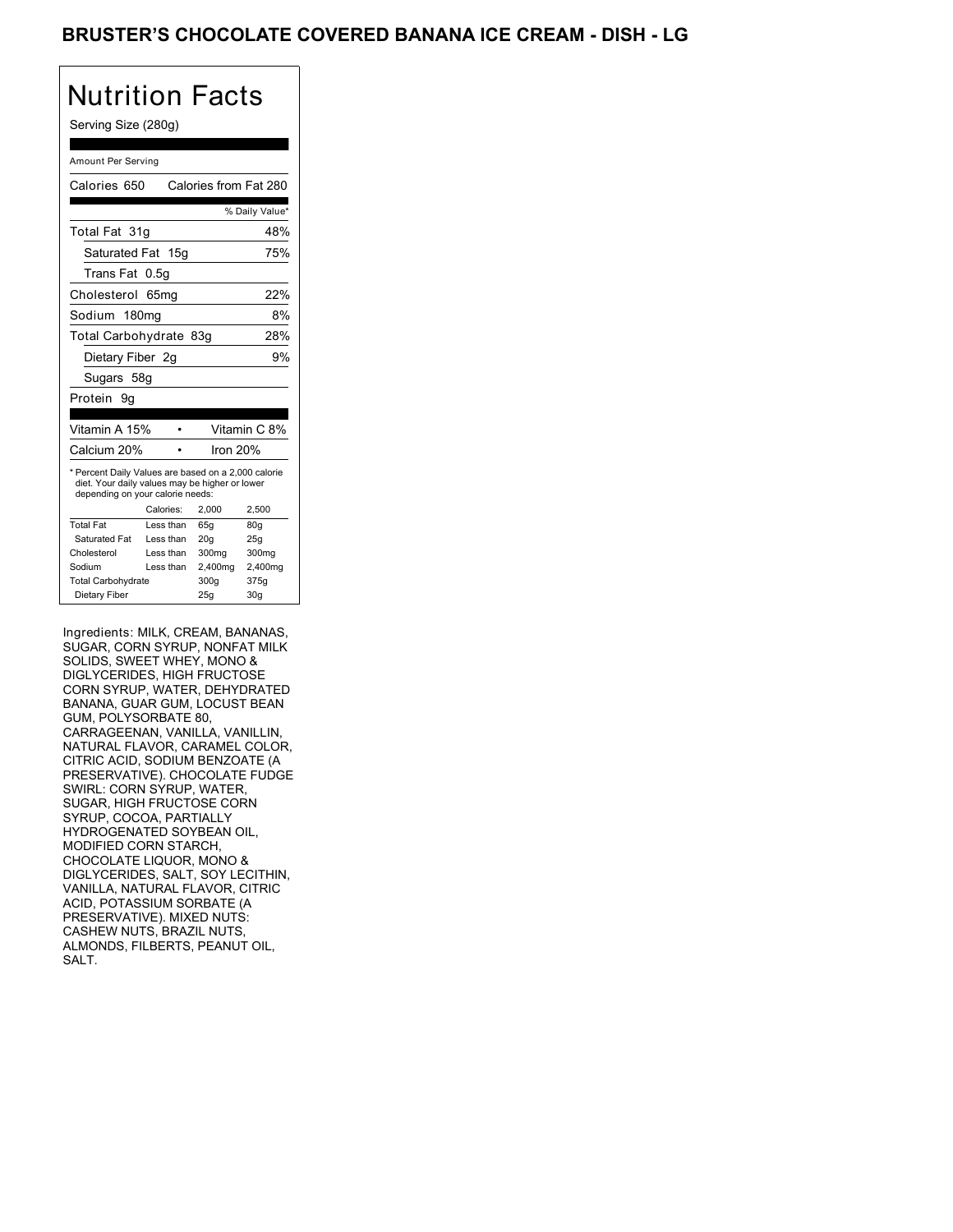# BRUSTER'S CHOCOLATE COVERED BANANA ICE CREAM - DISH - LG

## Nutrition Facts

Serving Size (280g)

Amount Per Serving

Calories 650 Calories from Fat 280

| | % Daily Value* |
|---|---|
| Total Fat 31g | 48% |
| Saturated Fat 15g | 75% |
| Trans Fat 0.5g | |
| Cholesterol 65mg | 22% |
| Sodium 180mg | 8% |
| Total Carbohydrate 83g | 28% |
| Dietary Fiber 2g | 9% |
| Sugars 58g | |
| Protein 9g | |

| | | |
|---|---|---|
| Vitamin A 15% | • | Vitamin C 8% |
| Calcium 20% | • | Iron 20% |

* Percent Daily Values are based on a 2,000 calorie diet. Your daily values may be higher or lower depending on your calorie needs:

| | Calories: | 2,000 | 2,500 |
|---|---|---|---|
| Total Fat | Less than | 65g | 80g |
| Saturated Fat | Less than | 20g | 25g |
| Cholesterol | Less than | 300mg | 300mg |
| Sodium | Less than | 2,400mg | 2,400mg |
| Total Carbohydrate | | 300g | 375g |
| Dietary Fiber | | 25g | 30g |

Ingredients: MILK, CREAM, BANANAS, SUGAR, CORN SYRUP, NONFAT MILK SOLIDS, SWEET WHEY, MONO & DIGLYCERIDES, HIGH FRUCTOSE CORN SYRUP, WATER, DEHYDRATED BANANA, GUAR GUM, LOCUST BEAN GUM, POLYSORBATE 80, CARRAGEENAN, VANILLA, VANILLIN, NATURAL FLAVOR, CARAMEL COLOR, CITRIC ACID, SODIUM BENZOATE (A PRESERVATIVE). CHOCOLATE FUDGE SWIRL: CORN SYRUP, WATER, SUGAR, HIGH FRUCTOSE CORN SYRUP, COCOA, PARTIALLY HYDROGENATED SOYBEAN OIL, MODIFIED CORN STARCH, CHOCOLATE LIQUOR, MONO & DIGLYCERIDES, SALT, SOY LECITHIN, VANILLA, NATURAL FLAVOR, CITRIC ACID, POTASSIUM SORBATE (A PRESERVATIVE). MIXED NUTS: CASHEW NUTS, BRAZIL NUTS, ALMONDS, FILBERTS, PEANUT OIL, SALT.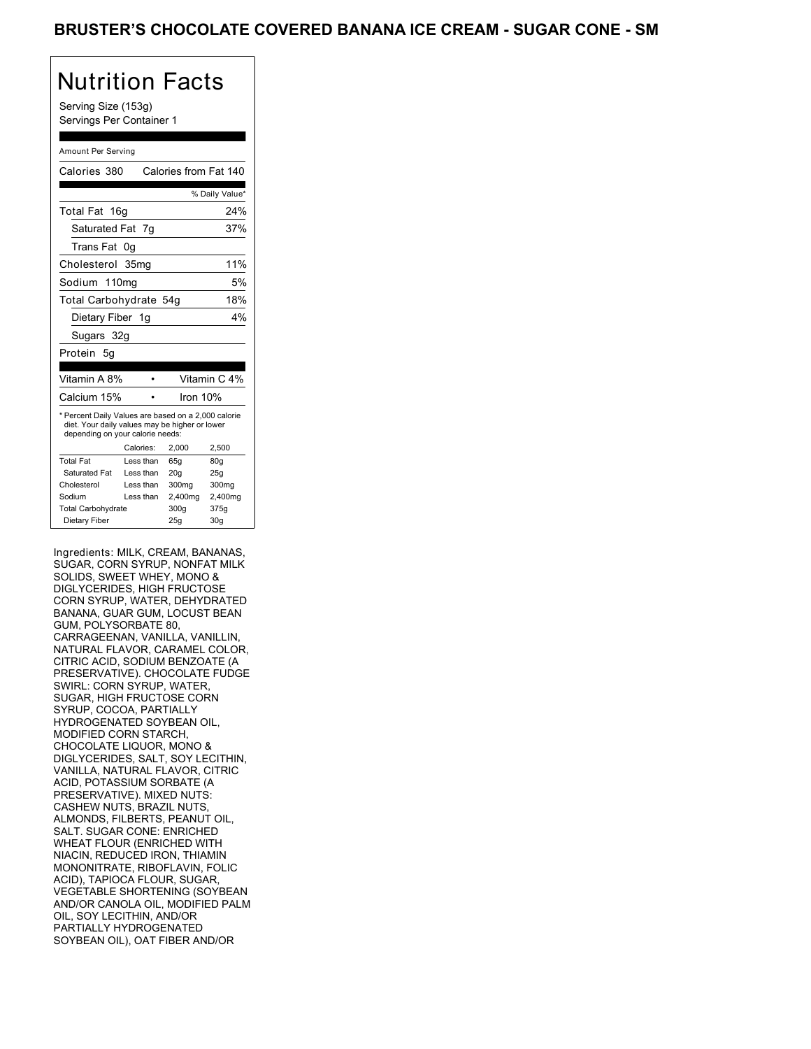# BRUSTER'S CHOCOLATE COVERED BANANA ICE CREAM - SUGAR CONE - SM

## Nutrition Facts

Serving Size (153g)
Servings Per Container 1

Amount Per Serving

Calories 380 Calories from Fat 140

| | % Daily Value* |
|---|---|
| Total Fat 16g | 24% |
| Saturated Fat 7g | 37% |
| Trans Fat 0g | |
| Cholesterol 35mg | 11% |
| Sodium 110mg | 5% |
| Total Carbohydrate 54g | 18% |
| Dietary Fiber 1g | 4% |
| Sugars 32g | |
| Protein 5g | |

| | |
|---|---|
| Vitamin A 8% | Vitamin C 4% |
| Calcium 15% | Iron 10% |

* Percent Daily Values are based on a 2,000 calorie diet. Your daily values may be higher or lower depending on your calorie needs:

| | Calories: | 2,000 | 2,500 |
|---|---|---|---|
| Total Fat | Less than | 65g | 80g |
| Saturated Fat | Less than | 20g | 25g |
| Cholesterol | Less than | 300mg | 300mg |
| Sodium | Less than | 2,400mg | 2,400mg |
| Total Carbohydrate | | 300g | 375g |
| Dietary Fiber | | 25g | 30g |

Ingredients: MILK, CREAM, BANANAS, SUGAR, CORN SYRUP, NONFAT MILK SOLIDS, SWEET WHEY, MONO & DIGLYCERIDES, HIGH FRUCTOSE CORN SYRUP, WATER, DEHYDRATED BANANA, GUAR GUM, LOCUST BEAN GUM, POLYSORBATE 80, CARRAGEENAN, VANILLA, VANILLIN, NATURAL FLAVOR, CARAMEL COLOR, CITRIC ACID, SODIUM BENZOATE (A PRESERVATIVE). CHOCOLATE FUDGE SWIRL: CORN SYRUP, WATER, SUGAR, HIGH FRUCTOSE CORN SYRUP, COCOA, PARTIALLY HYDROGENATED SOYBEAN OIL, MODIFIED CORN STARCH, CHOCOLATE LIQUOR, MONO & DIGLYCERIDES, SALT, SOY LECITHIN, VANILLA, NATURAL FLAVOR, CITRIC ACID, POTASSIUM SORBATE (A PRESERVATIVE). MIXED NUTS: CASHEW NUTS, BRAZIL NUTS, ALMONDS, FILBERTS, PEANUT OIL, SALT. SUGAR CONE: ENRICHED WHEAT FLOUR (ENRICHED WITH NIACIN, REDUCED IRON, THIAMIN MONONITRATE, RIBOFLAVIN, FOLIC ACID), TAPIOCA FLOUR, SUGAR, VEGETABLE SHORTENING (SOYBEAN AND/OR CANOLA OIL, MODIFIED PALM OIL, SOY LECITHIN, AND/OR PARTIALLY HYDROGENATED SOYBEAN OIL), OAT FIBER AND/OR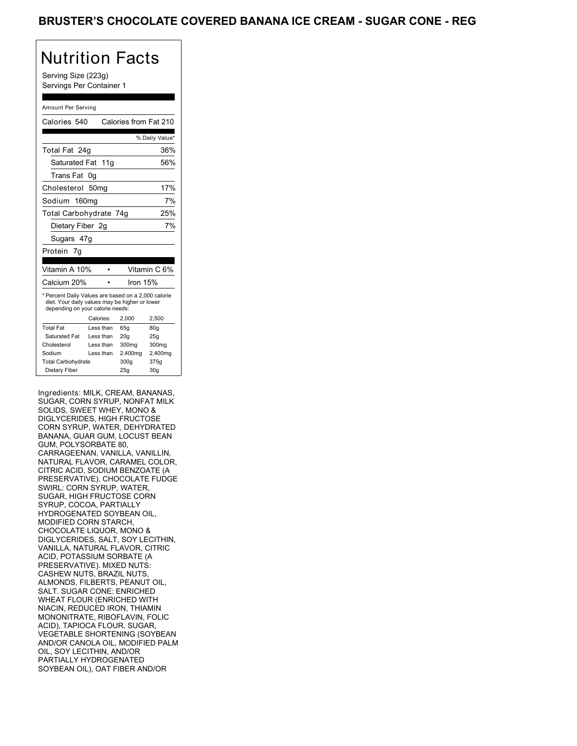## BRUSTER'S CHOCOLATE COVERED BANANA ICE CREAM - SUGAR CONE - REG

# Nutrition Facts

Serving Size (223g)
Servings Per Container 1

Amount Per Serving

Calories 540 Calories from Fat 210

| | % Daily Value* |
|---|---|
| Total Fat 24g | 36% |
| Saturated Fat 11g | 56% |
| Trans Fat 0g | |
| Cholesterol 50mg | 17% |
| Sodium 160mg | 7% |
| Total Carbohydrate 74g | 25% |
| Dietary Fiber 2g | 7% |
| Sugars 47g | |
| Protein 7g | |

| | |
|---|---|
| Vitamin A 10% | Vitamin C 6% |
| Calcium 20% | Iron 15% |

* Percent Daily Values are based on a 2,000 calorie diet. Your daily values may be higher or lower depending on your calorie needs:

| | Calories: | 2,000 | 2,500 |
|---|---|---|---|
| Total Fat | Less than | 65g | 80g |
| Saturated Fat | Less than | 20g | 25g |
| Cholesterol | Less than | 300mg | 300mg |
| Sodium | Less than | 2,400mg | 2,400mg |
| Total Carbohydrate | | 300g | 375g |
| Dietary Fiber | | 25g | 30g |

Ingredients: MILK, CREAM, BANANAS, SUGAR, CORN SYRUP, NONFAT MILK SOLIDS, SWEET WHEY, MONO & DIGLYCERIDES, HIGH FRUCTOSE CORN SYRUP, WATER, DEHYDRATED BANANA, GUAR GUM, LOCUST BEAN GUM, POLYSORBATE 80, CARRAGEENAN, VANILLA, VANILLIN, NATURAL FLAVOR, CARAMEL COLOR, CITRIC ACID, SODIUM BENZOATE (A PRESERVATIVE). CHOCOLATE FUDGE SWIRL: CORN SYRUP, WATER, SUGAR, HIGH FRUCTOSE CORN SYRUP, COCOA, PARTIALLY HYDROGENATED SOYBEAN OIL, MODIFIED CORN STARCH, CHOCOLATE LIQUOR, MONO & DIGLYCERIDES, SALT, SOY LECITHIN, VANILLA, NATURAL FLAVOR, CITRIC ACID, POTASSIUM SORBATE (A PRESERVATIVE). MIXED NUTS: CASHEW NUTS, BRAZIL NUTS, ALMONDS, FILBERTS, PEANUT OIL, SALT. SUGAR CONE: ENRICHED WHEAT FLOUR (ENRICHED WITH NIACIN, REDUCED IRON, THIAMIN MONONITRATE, RIBOFLAVIN, FOLIC ACID), TAPIOCA FLOUR, SUGAR, VEGETABLE SHORTENING (SOYBEAN AND/OR CANOLA OIL, MODIFIED PALM OIL, SOY LECITHIN, AND/OR PARTIALLY HYDROGENATED SOYBEAN OIL), OAT FIBER AND/OR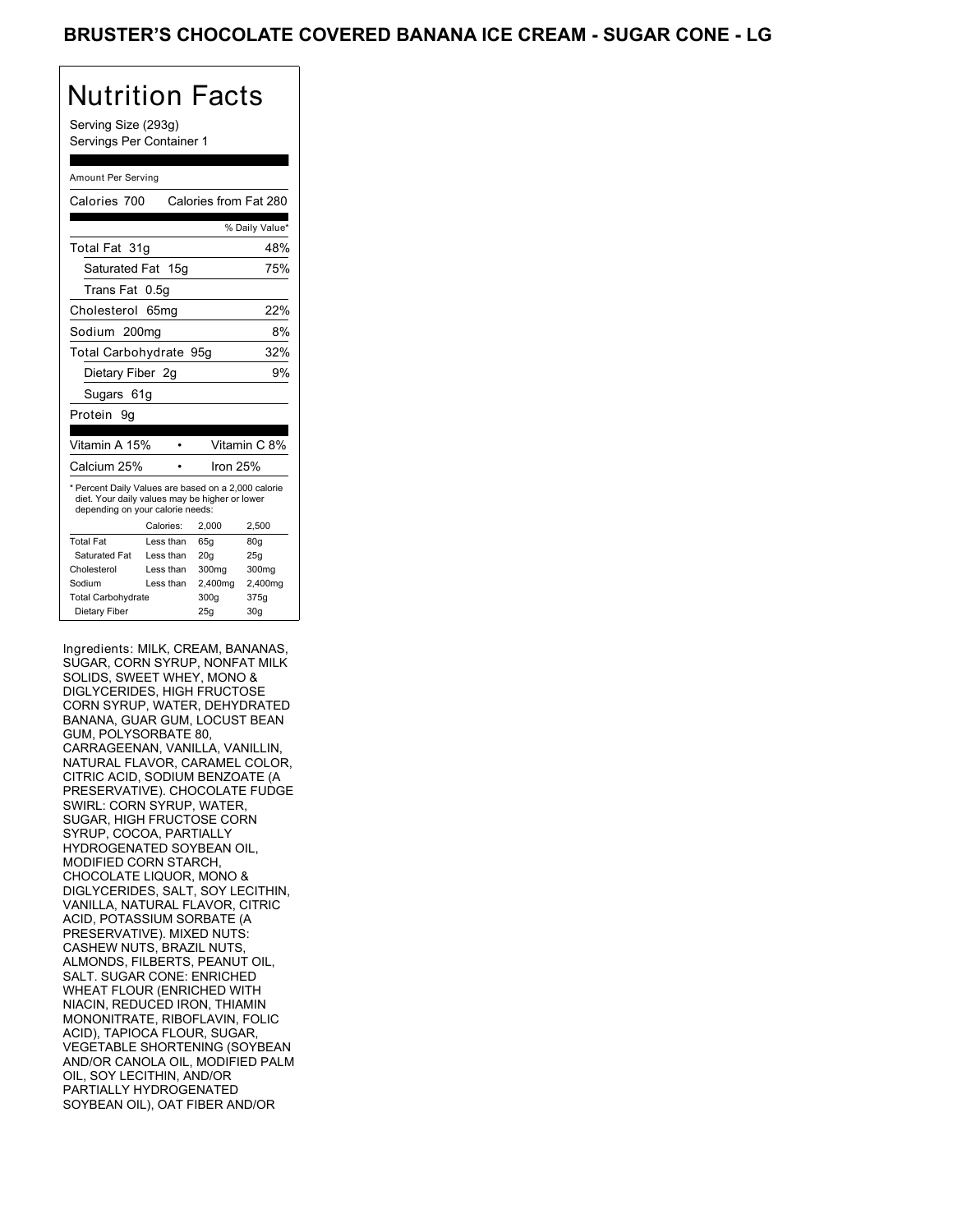# BRUSTER'S CHOCOLATE COVERED BANANA ICE CREAM - SUGAR CONE - LG

## Nutrition Facts

Serving Size (293g)
Servings Per Container 1

Amount Per Serving

| Calories 700 | Calories from Fat 280 |
|---|---|
| | % Daily Value* |
| Total Fat 31g | 48% |
| Saturated Fat 15g | 75% |
| Trans Fat 0.5g | |
| Cholesterol 65mg | 22% |
| Sodium 200mg | 8% |
| Total Carbohydrate 95g | 32% |
| Dietary Fiber 2g | 9% |
| Sugars 61g | |
| Protein 9g | |

| Vitamin A 15% | • | Vitamin C 8% |
|---|---|---|
| Calcium 25% | • | Iron 25% |

* Percent Daily Values are based on a 2,000 calorie diet. Your daily values may be higher or lower depending on your calorie needs:

| | Calories: | 2,000 | 2,500 |
|---|---|---|---|
| Total Fat | Less than | 65g | 80g |
| Saturated Fat | Less than | 20g | 25g |
| Cholesterol | Less than | 300mg | 300mg |
| Sodium | Less than | 2,400mg | 2,400mg |
| Total Carbohydrate | | 300g | 375g |
| Dietary Fiber | | 25g | 30g |

Ingredients: MILK, CREAM, BANANAS, SUGAR, CORN SYRUP, NONFAT MILK SOLIDS, SWEET WHEY, MONO & DIGLYCERIDES, HIGH FRUCTOSE CORN SYRUP, WATER, DEHYDRATED BANANA, GUAR GUM, LOCUST BEAN GUM, POLYSORBATE 80, CARRAGEENAN, VANILLA, VANILLIN, NATURAL FLAVOR, CARAMEL COLOR, CITRIC ACID, SODIUM BENZOATE (A PRESERVATIVE). CHOCOLATE FUDGE SWIRL: CORN SYRUP, WATER, SUGAR, HIGH FRUCTOSE CORN SYRUP, COCOA, PARTIALLY HYDROGENATED SOYBEAN OIL, MODIFIED CORN STARCH, CHOCOLATE LIQUOR, MONO & DIGLYCERIDES, SALT, SOY LECITHIN, VANILLA, NATURAL FLAVOR, CITRIC ACID, POTASSIUM SORBATE (A PRESERVATIVE). MIXED NUTS: CASHEW NUTS, BRAZIL NUTS, ALMONDS, FILBERTS, PEANUT OIL, SALT. SUGAR CONE: ENRICHED WHEAT FLOUR (ENRICHED WITH NIACIN, REDUCED IRON, THIAMIN MONONITRATE, RIBOFLAVIN, FOLIC ACID), TAPIOCA FLOUR, SUGAR, VEGETABLE SHORTENING (SOYBEAN AND/OR CANOLA OIL, MODIFIED PALM OIL, SOY LECITHIN, AND/OR PARTIALLY HYDROGENATED SOYBEAN OIL), OAT FIBER AND/OR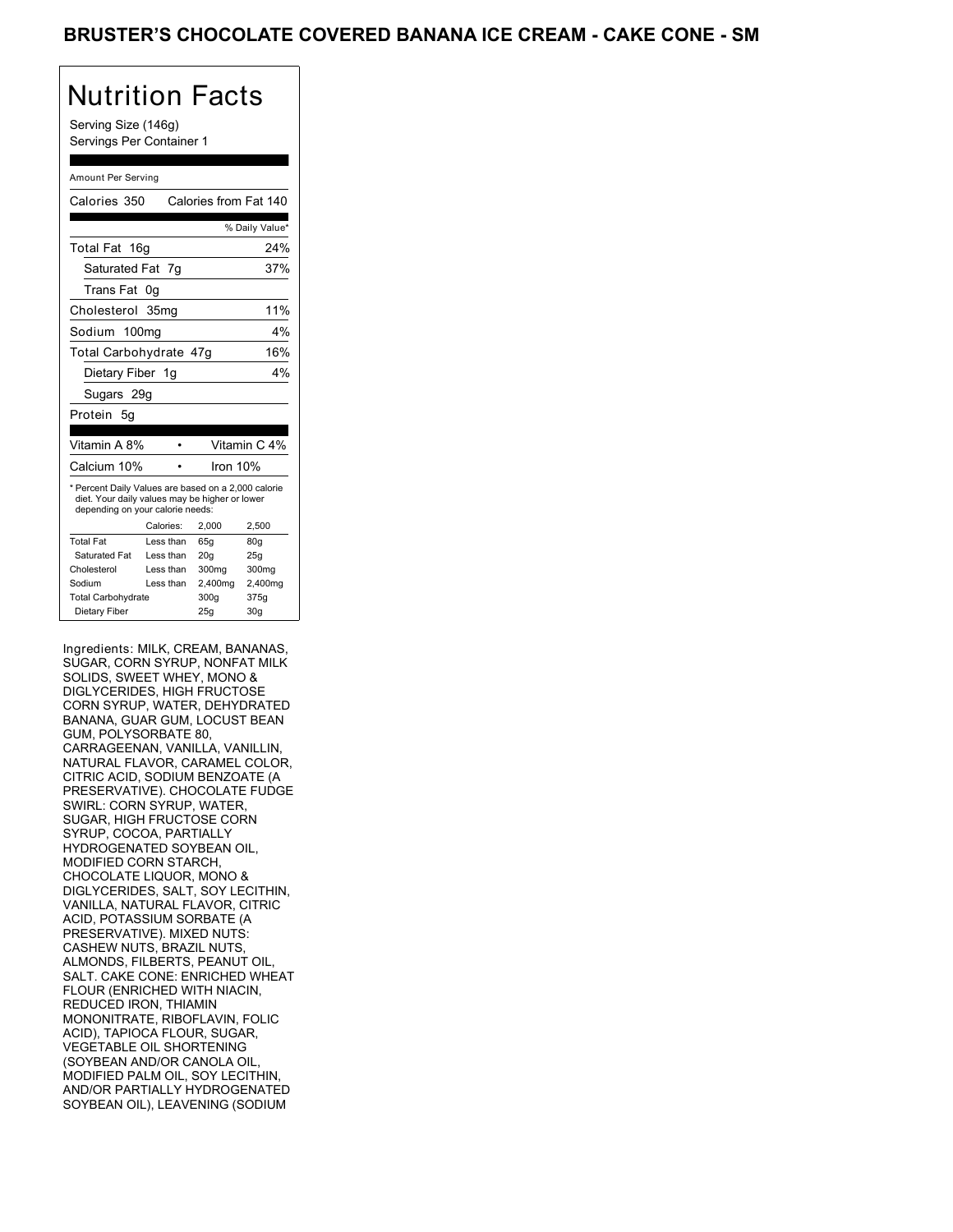# BRUSTER'S CHOCOLATE COVERED BANANA ICE CREAM - CAKE CONE - SM

## Nutrition Facts

Serving Size (146g)
Servings Per Container 1

Amount Per Serving

| Calories 350 | Calories from Fat 140 |
|---|---|
| | % Daily Value* |
| Total Fat 16g | 24% |
| Saturated Fat 7g | 37% |
| Trans Fat 0g | |
| Cholesterol 35mg | 11% |
| Sodium 100mg | 4% |
| Total Carbohydrate 47g | 16% |
| Dietary Fiber 1g | 4% |
| Sugars 29g | |
| Protein 5g | |

| Vitamin A 8% | • | Vitamin C 4% |
|---|---|---|
| Calcium 10% | • | Iron 10% |

* Percent Daily Values are based on a 2,000 calorie diet. Your daily values may be higher or lower depending on your calorie needs:

| | Calories: | 2,000 | 2,500 |
|---|---|---|---|
| Total Fat | Less than | 65g | 80g |
| Saturated Fat | Less than | 20g | 25g |
| Cholesterol | Less than | 300mg | 300mg |
| Sodium | Less than | 2,400mg | 2,400mg |
| Total Carbohydrate | | 300g | 375g |
| Dietary Fiber | | 25g | 30g |

Ingredients: MILK, CREAM, BANANAS, SUGAR, CORN SYRUP, NONFAT MILK SOLIDS, SWEET WHEY, MONO & DIGLYCERIDES, HIGH FRUCTOSE CORN SYRUP, WATER, DEHYDRATED BANANA, GUAR GUM, LOCUST BEAN GUM, POLYSORBATE 80, CARRAGEENAN, VANILLA, VANILLIN, NATURAL FLAVOR, CARAMEL COLOR, CITRIC ACID, SODIUM BENZOATE (A PRESERVATIVE). CHOCOLATE FUDGE SWIRL: CORN SYRUP, WATER, SUGAR, HIGH FRUCTOSE CORN SYRUP, COCOA, PARTIALLY HYDROGENATED SOYBEAN OIL, MODIFIED CORN STARCH, CHOCOLATE LIQUOR, MONO & DIGLYCERIDES, SALT, SOY LECITHIN, VANILLA, NATURAL FLAVOR, CITRIC ACID, POTASSIUM SORBATE (A PRESERVATIVE). MIXED NUTS: CASHEW NUTS, BRAZIL NUTS, ALMONDS, FILBERTS, PEANUT OIL, SALT. CAKE CONE: ENRICHED WHEAT FLOUR (ENRICHED WITH NIACIN, REDUCED IRON, THIAMIN MONONITRATE, RIBOFLAVIN, FOLIC ACID), TAPIOCA FLOUR, SUGAR, VEGETABLE OIL SHORTENING (SOYBEAN AND/OR CANOLA OIL, MODIFIED PALM OIL, SOY LECITHIN, AND/OR PARTIALLY HYDROGENATED SOYBEAN OIL), LEAVENING (SODIUM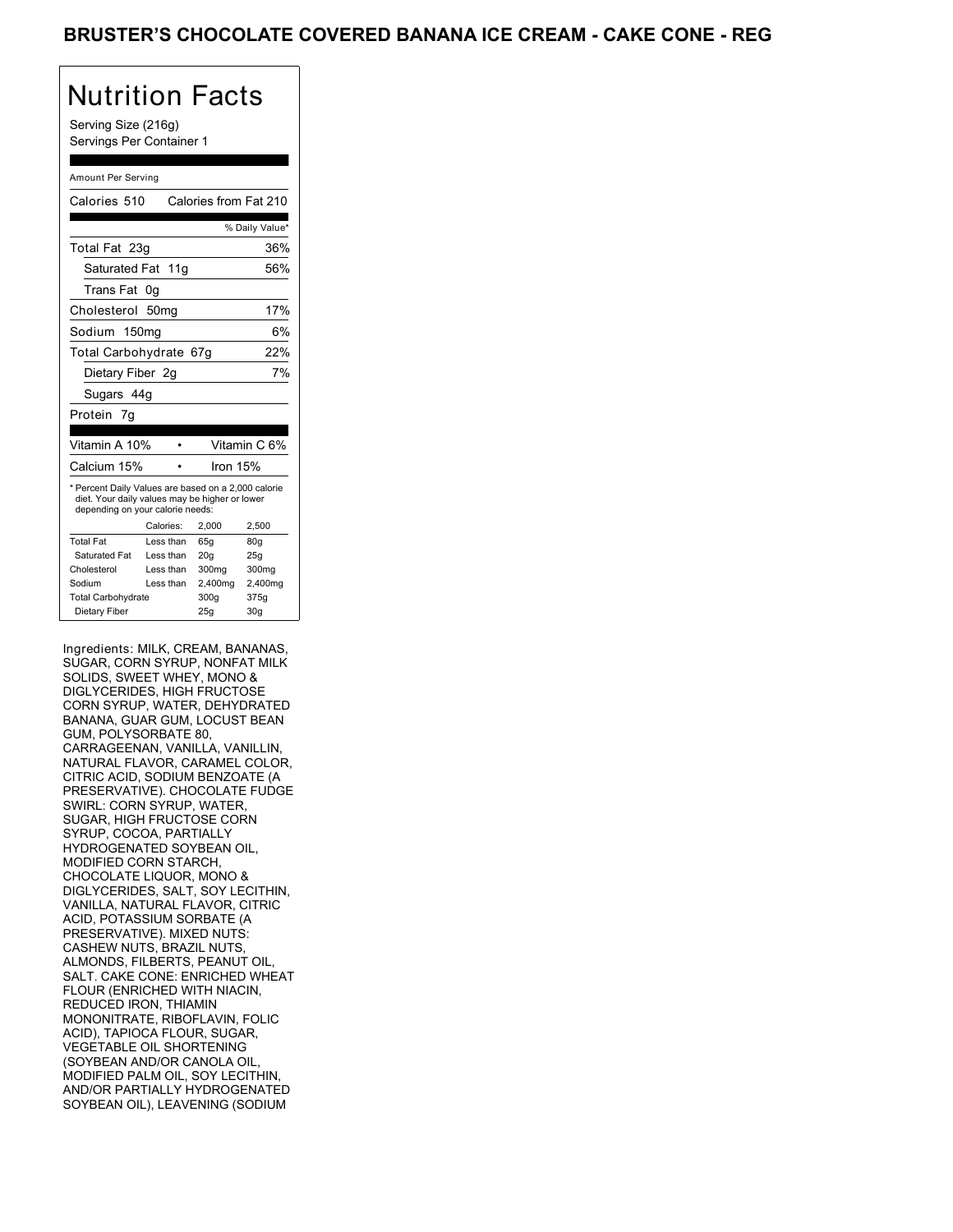# BRUSTER'S CHOCOLATE COVERED BANANA ICE CREAM - CAKE CONE - REG

## Nutrition Facts

Serving Size (216g)
Servings Per Container 1

Amount Per Serving

Calories 510 Calories from Fat 210

| | % Daily Value* |
|---|---|
| Total Fat 23g | 36% |
| Saturated Fat 11g | 56% |
| Trans Fat 0g | |
| Cholesterol 50mg | 17% |
| Sodium 150mg | 6% |
| Total Carbohydrate 67g | 22% |
| Dietary Fiber 2g | 7% |
| Sugars 44g | |
| Protein 7g | |

| | |
|---|---|
| Vitamin A 10% | Vitamin C 6% |
| Calcium 15% | Iron 15% |

* Percent Daily Values are based on a 2,000 calorie diet. Your daily values may be higher or lower depending on your calorie needs:

| | Calories: | 2,000 | 2,500 |
|---|---|---|---|
| Total Fat | Less than | 65g | 80g |
| Saturated Fat | Less than | 20g | 25g |
| Cholesterol | Less than | 300mg | 300mg |
| Sodium | Less than | 2,400mg | 2,400mg |
| Total Carbohydrate | | 300g | 375g |
| Dietary Fiber | | 25g | 30g |

Ingredients: MILK, CREAM, BANANAS, SUGAR, CORN SYRUP, NONFAT MILK SOLIDS, SWEET WHEY, MONO & DIGLYCERIDES, HIGH FRUCTOSE CORN SYRUP, WATER, DEHYDRATED BANANA, GUAR GUM, LOCUST BEAN GUM, POLYSORBATE 80, CARRAGEENAN, VANILLA, VANILLIN, NATURAL FLAVOR, CARAMEL COLOR, CITRIC ACID, SODIUM BENZOATE (A PRESERVATIVE). CHOCOLATE FUDGE SWIRL: CORN SYRUP, WATER, SUGAR, HIGH FRUCTOSE CORN SYRUP, COCOA, PARTIALLY HYDROGENATED SOYBEAN OIL, MODIFIED CORN STARCH, CHOCOLATE LIQUOR, MONO & DIGLYCERIDES, SALT, SOY LECITHIN, VANILLA, NATURAL FLAVOR, CITRIC ACID, POTASSIUM SORBATE (A PRESERVATIVE). MIXED NUTS: CASHEW NUTS, BRAZIL NUTS, ALMONDS, FILBERTS, PEANUT OIL, SALT. CAKE CONE: ENRICHED WHEAT FLOUR (ENRICHED WITH NIACIN, REDUCED IRON, THIAMIN MONONITRATE, RIBOFLAVIN, FOLIC ACID), TAPIOCA FLOUR, SUGAR, VEGETABLE OIL SHORTENING (SOYBEAN AND/OR CANOLA OIL, MODIFIED PALM OIL, SOY LECITHIN, AND/OR PARTIALLY HYDROGENATED SOYBEAN OIL), LEAVENING (SODIUM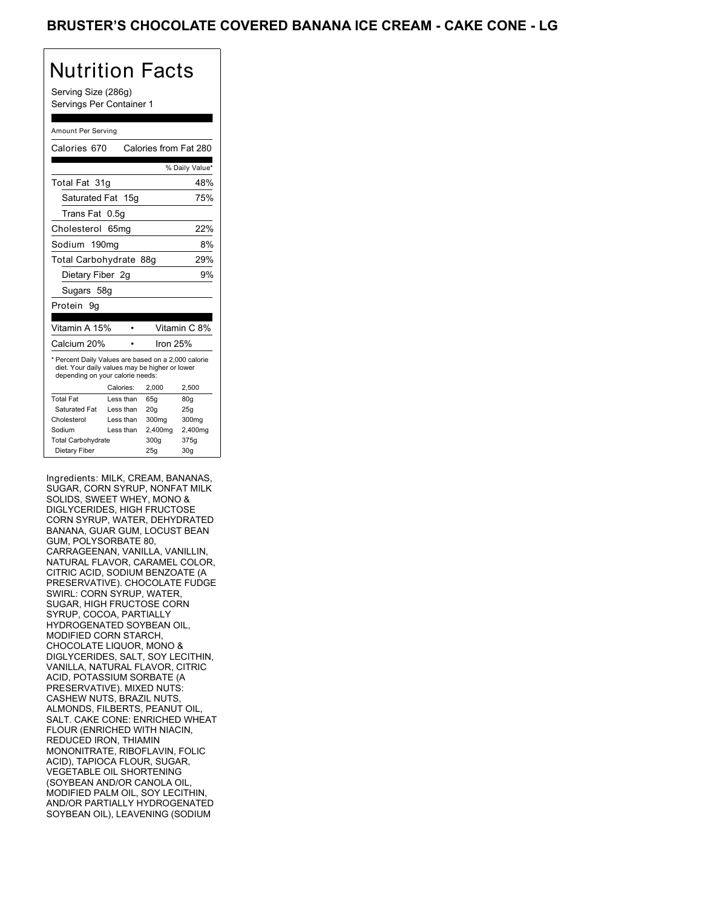# BRUSTER'S CHOCOLATE COVERED BANANA ICE CREAM - CAKE CONE - LG

## Nutrition Facts

Serving Size (286g)
Servings Per Container 1

Amount Per Serving

Calories 670 Calories from Fat 280

| | % Daily Value* |
|---|---|
| Total Fat 31g | 48% |
| Saturated Fat 15g | 75% |
| Trans Fat 0.5g | |
| Cholesterol 65mg | 22% |
| Sodium 190mg | 8% |
| Total Carbohydrate 88g | 29% |
| Dietary Fiber 2g | 9% |
| Sugars 58g | |
| Protein 9g | |

| | |
|---|---|
| Vitamin A 15% | Vitamin C 8% |
| Calcium 20% | Iron 25% |

* Percent Daily Values are based on a 2,000 calorie diet. Your daily values may be higher or lower depending on your calorie needs:

| | Calories: | 2,000 | 2,500 |
|---|---|---|---|
| Total Fat | Less than | 65g | 80g |
| Saturated Fat | Less than | 20g | 25g |
| Cholesterol | Less than | 300mg | 300mg |
| Sodium | Less than | 2,400mg | 2,400mg |
| Total Carbohydrate | | 300g | 375g |
| Dietary Fiber | | 25g | 30g |

Ingredients: MILK, CREAM, BANANAS, SUGAR, CORN SYRUP, NONFAT MILK SOLIDS, SWEET WHEY, MONO & DIGLYCERIDES, HIGH FRUCTOSE CORN SYRUP, WATER, DEHYDRATED BANANA, GUAR GUM, LOCUST BEAN GUM, POLYSORBATE 80, CARRAGEENAN, VANILLA, VANILLIN, NATURAL FLAVOR, CARAMEL COLOR, CITRIC ACID, SODIUM BENZOATE (A PRESERVATIVE). CHOCOLATE FUDGE SWIRL: CORN SYRUP, WATER, SUGAR, HIGH FRUCTOSE CORN SYRUP, COCOA, PARTIALLY HYDROGENATED SOYBEAN OIL, MODIFIED CORN STARCH, CHOCOLATE LIQUOR, MONO & DIGLYCERIDES, SALT, SOY LECITHIN, VANILLA, NATURAL FLAVOR, CITRIC ACID, POTASSIUM SORBATE (A PRESERVATIVE). MIXED NUTS: CASHEW NUTS, BRAZIL NUTS, ALMONDS, FILBERTS, PEANUT OIL, SALT. CAKE CONE: ENRICHED WHEAT FLOUR (ENRICHED WITH NIACIN, REDUCED IRON, THIAMIN MONONITRATE, RIBOFLAVIN, FOLIC ACID), TAPIOCA FLOUR, SUGAR, VEGETABLE OIL SHORTENING (SOYBEAN AND/OR CANOLA OIL, MODIFIED PALM OIL, SOY LECITHIN, AND/OR PARTIALLY HYDROGENATED SOYBEAN OIL), LEAVENING (SODIUM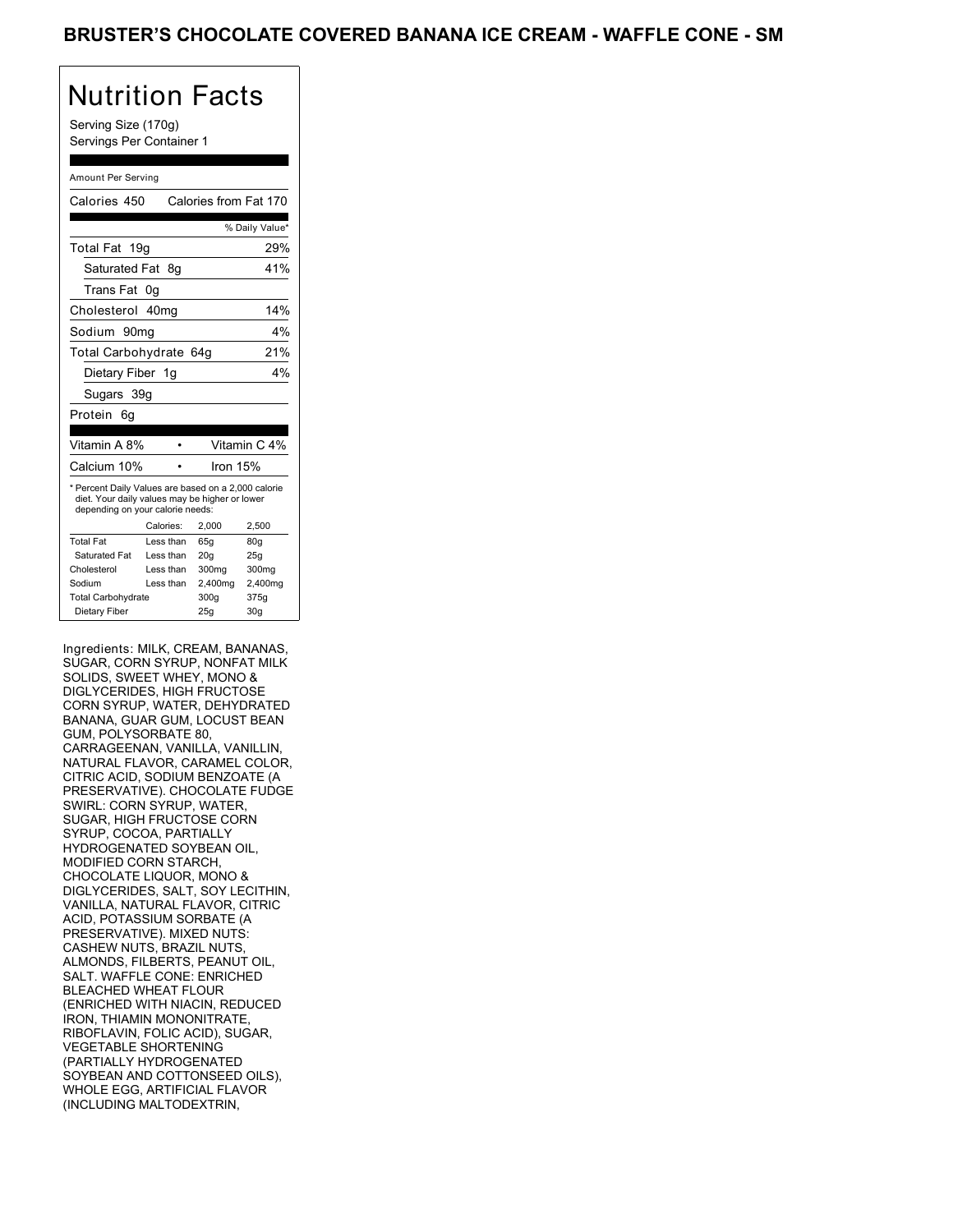# BRUSTER'S CHOCOLATE COVERED BANANA ICE CREAM - WAFFLE CONE - SM

## Nutrition Facts

Serving Size (170g)
Servings Per Container 1

Amount Per Serving

| Calories 450 | Calories from Fat 170 |
|---|---|
| | % Daily Value* |
| Total Fat 19g | 29% |
| Saturated Fat 8g | 41% |
| Trans Fat 0g | |
| Cholesterol 40mg | 14% |
| Sodium 90mg | 4% |
| Total Carbohydrate 64g | 21% |
| Dietary Fiber 1g | 4% |
| Sugars 39g | |
| Protein 6g | |

| Vitamin A 8% | • | Vitamin C 4% |
|---|---|---|
| Calcium 10% | • | Iron 15% |

* Percent Daily Values are based on a 2,000 calorie diet. Your daily values may be higher or lower depending on your calorie needs:

| | Calories: | 2,000 | 2,500 |
|---|---|---|---|
| Total Fat | Less than | 65g | 80g |
| Saturated Fat | Less than | 20g | 25g |
| Cholesterol | Less than | 300mg | 300mg |
| Sodium | Less than | 2,400mg | 2,400mg |
| Total Carbohydrate | | 300g | 375g |
| Dietary Fiber | | 25g | 30g |

Ingredients: MILK, CREAM, BANANAS, SUGAR, CORN SYRUP, NONFAT MILK SOLIDS, SWEET WHEY, MONO & DIGLYCERIDES, HIGH FRUCTOSE CORN SYRUP, WATER, DEHYDRATED BANANA, GUAR GUM, LOCUST BEAN GUM, POLYSORBATE 80, CARRAGEENAN, VANILLA, VANILLIN, NATURAL FLAVOR, CARAMEL COLOR, CITRIC ACID, SODIUM BENZOATE (A PRESERVATIVE). CHOCOLATE FUDGE SWIRL: CORN SYRUP, WATER, SUGAR, HIGH FRUCTOSE CORN SYRUP, COCOA, PARTIALLY HYDROGENATED SOYBEAN OIL, MODIFIED CORN STARCH, CHOCOLATE LIQUOR, MONO & DIGLYCERIDES, SALT, SOY LECITHIN, VANILLA, NATURAL FLAVOR, CITRIC ACID, POTASSIUM SORBATE (A PRESERVATIVE). MIXED NUTS: CASHEW NUTS, BRAZIL NUTS, ALMONDS, FILBERTS, PEANUT OIL, SALT. WAFFLE CONE: ENRICHED BLEACHED WHEAT FLOUR (ENRICHED WITH NIACIN, REDUCED IRON, THIAMIN MONONITRATE, RIBOFLAVIN, FOLIC ACID), SUGAR, VEGETABLE SHORTENING (PARTIALLY HYDROGENATED SOYBEAN AND COTTONSEED OILS), WHOLE EGG, ARTIFICIAL FLAVOR (INCLUDING MALTODEXTRIN,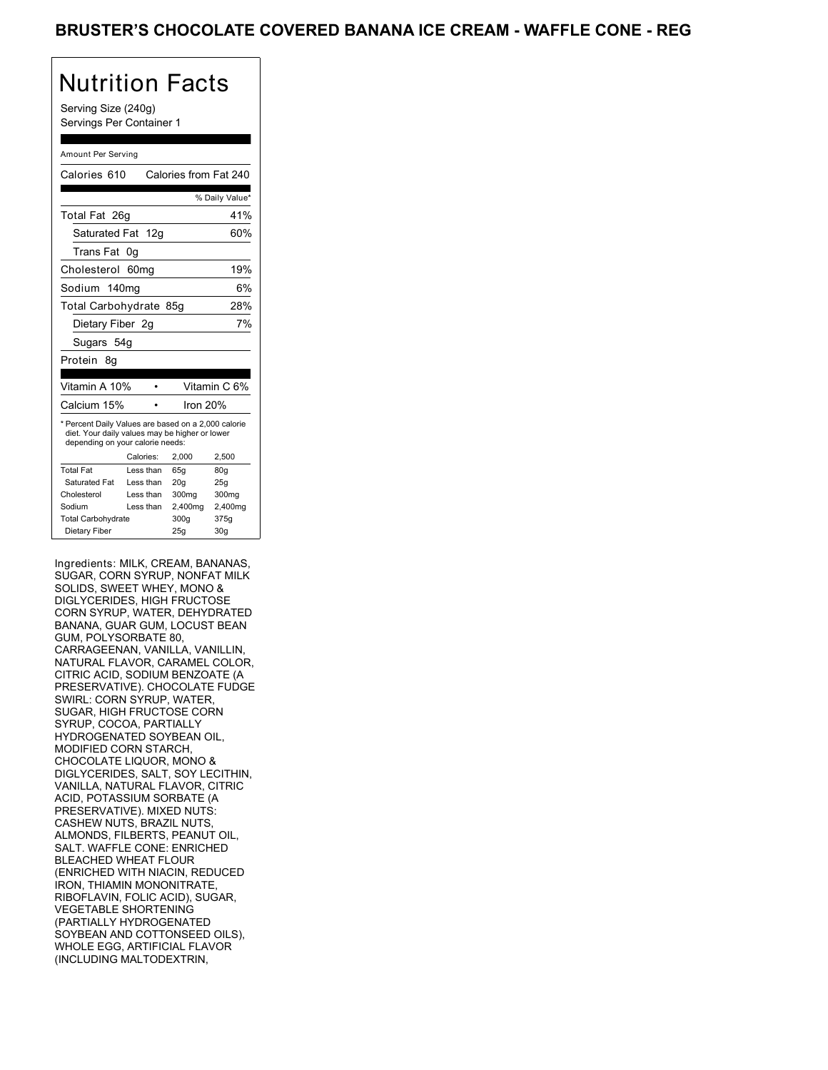## BRUSTER'S CHOCOLATE COVERED BANANA ICE CREAM - WAFFLE CONE - REG

# Nutrition Facts

Serving Size (240g)
Servings Per Container 1

Amount Per Serving

Calories 610 Calories from Fat 240

| | % Daily Value* |
|---|---|
| Total Fat 26g | 41% |
| Saturated Fat 12g | 60% |
| Trans Fat 0g | |
| Cholesterol 60mg | 19% |
| Sodium 140mg | 6% |
| Total Carbohydrate 85g | 28% |
| Dietary Fiber 2g | 7% |
| Sugars 54g | |
| Protein 8g | |

| | |
|---|---|
| Vitamin A 10% | Vitamin C 6% |
| Calcium 15% | Iron 20% |

* Percent Daily Values are based on a 2,000 calorie diet. Your daily values may be higher or lower depending on your calorie needs:

| | Calories: | 2,000 | 2,500 |
|---|---|---|---|
| Total Fat | Less than | 65g | 80g |
| Saturated Fat | Less than | 20g | 25g |
| Cholesterol | Less than | 300mg | 300mg |
| Sodium | Less than | 2,400mg | 2,400mg |
| Total Carbohydrate | | 300g | 375g |
| Dietary Fiber | | 25g | 30g |

Ingredients: MILK, CREAM, BANANAS, SUGAR, CORN SYRUP, NONFAT MILK SOLIDS, SWEET WHEY, MONO & DIGLYCERIDES, HIGH FRUCTOSE CORN SYRUP, WATER, DEHYDRATED BANANA, GUAR GUM, LOCUST BEAN GUM, POLYSORBATE 80, CARRAGEENAN, VANILLA, VANILLIN, NATURAL FLAVOR, CARAMEL COLOR, CITRIC ACID, SODIUM BENZOATE (A PRESERVATIVE). CHOCOLATE FUDGE SWIRL: CORN SYRUP, WATER, SUGAR, HIGH FRUCTOSE CORN SYRUP, COCOA, PARTIALLY HYDROGENATED SOYBEAN OIL, MODIFIED CORN STARCH, CHOCOLATE LIQUOR, MONO & DIGLYCERIDES, SALT, SOY LECITHIN, VANILLA, NATURAL FLAVOR, CITRIC ACID, POTASSIUM SORBATE (A PRESERVATIVE). MIXED NUTS: CASHEW NUTS, BRAZIL NUTS, ALMONDS, FILBERTS, PEANUT OIL, SALT. WAFFLE CONE: ENRICHED BLEACHED WHEAT FLOUR (ENRICHED WITH NIACIN, REDUCED IRON, THIAMIN MONONITRATE, RIBOFLAVIN, FOLIC ACID), SUGAR, VEGETABLE SHORTENING (PARTIALLY HYDROGENATED SOYBEAN AND COTTONSEED OILS), WHOLE EGG, ARTIFICIAL FLAVOR (INCLUDING MALTODEXTRIN,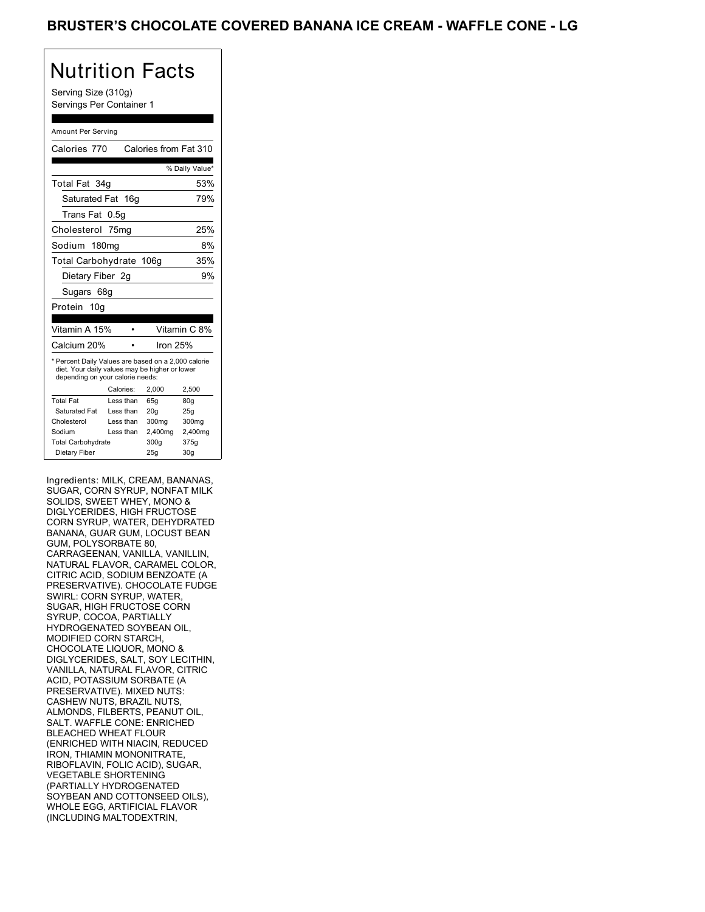# BRUSTER'S CHOCOLATE COVERED BANANA ICE CREAM - WAFFLE CONE - LG

## Nutrition Facts

Serving Size (310g)
Servings Per Container 1

Amount Per Serving

Calories 770 Calories from Fat 310

| | % Daily Value* |
|---|---|
| Total Fat 34g | 53% |
| Saturated Fat 16g | 79% |
| Trans Fat 0.5g | |
| Cholesterol 75mg | 25% |
| Sodium 180mg | 8% |
| Total Carbohydrate 106g | 35% |
| Dietary Fiber 2g | 9% |
| Sugars 68g | |
| Protein 10g | |

| | |
|---|---|
| Vitamin A 15% | Vitamin C 8% |
| Calcium 20% | Iron 25% |

* Percent Daily Values are based on a 2,000 calorie diet. Your daily values may be higher or lower depending on your calorie needs:

| | Calories: | 2,000 | 2,500 |
|---|---|---|---|
| Total Fat | Less than | 65g | 80g |
| Saturated Fat | Less than | 20g | 25g |
| Cholesterol | Less than | 300mg | 300mg |
| Sodium | Less than | 2,400mg | 2,400mg |
| Total Carbohydrate | | 300g | 375g |
| Dietary Fiber | | 25g | 30g |

Ingredients: MILK, CREAM, BANANAS, SUGAR, CORN SYRUP, NONFAT MILK SOLIDS, SWEET WHEY, MONO & DIGLYCERIDES, HIGH FRUCTOSE CORN SYRUP, WATER, DEHYDRATED BANANA, GUAR GUM, LOCUST BEAN GUM, POLYSORBATE 80, CARRAGEENAN, VANILLA, VANILLIN, NATURAL FLAVOR, CARAMEL COLOR, CITRIC ACID, SODIUM BENZOATE (A PRESERVATIVE). CHOCOLATE FUDGE SWIRL: CORN SYRUP, WATER, SUGAR, HIGH FRUCTOSE CORN SYRUP, COCOA, PARTIALLY HYDROGENATED SOYBEAN OIL, MODIFIED CORN STARCH, CHOCOLATE LIQUOR, MONO & DIGLYCERIDES, SALT, SOY LECITHIN, VANILLA, NATURAL FLAVOR, CITRIC ACID, POTASSIUM SORBATE (A PRESERVATIVE). MIXED NUTS: CASHEW NUTS, BRAZIL NUTS, ALMONDS, FILBERTS, PEANUT OIL, SALT. WAFFLE CONE: ENRICHED BLEACHED WHEAT FLOUR (ENRICHED WITH NIACIN, REDUCED IRON, THIAMIN MONONITRATE, RIBOFLAVIN, FOLIC ACID), SUGAR, VEGETABLE SHORTENING (PARTIALLY HYDROGENATED SOYBEAN AND COTTONSEED OILS), WHOLE EGG, ARTIFICIAL FLAVOR (INCLUDING MALTODEXTRIN,